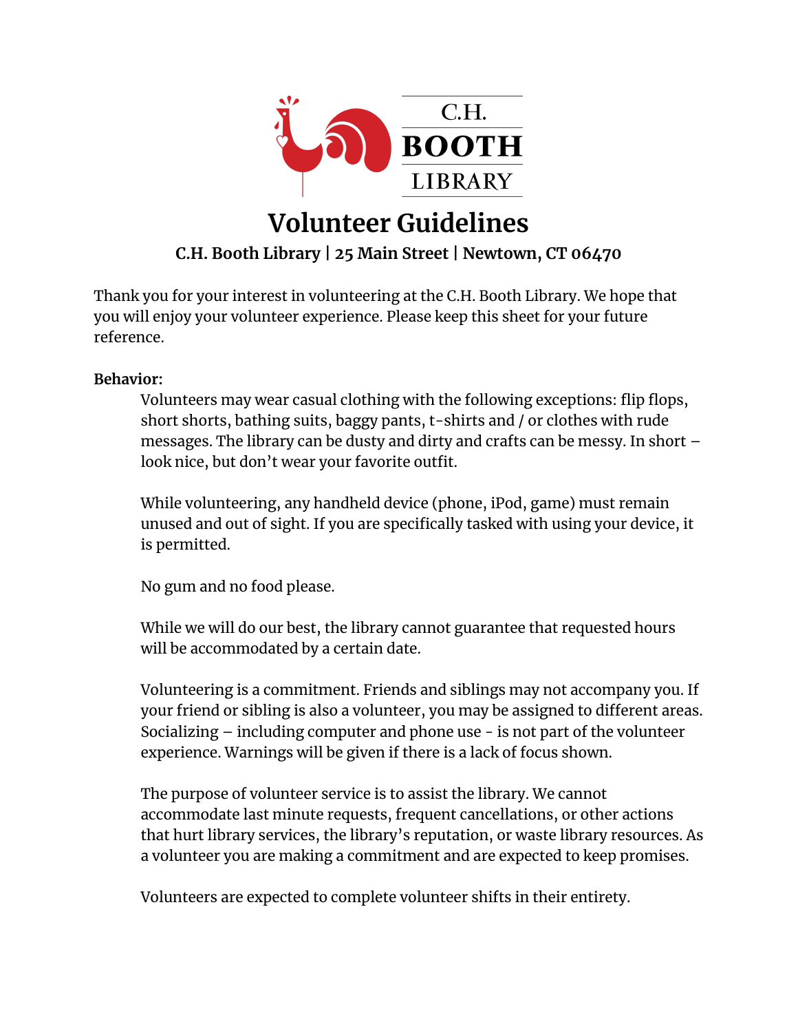C.H.
BOOTH
LIBRARY

# Volunteer Guidelines

### C.H. Booth Library | 25 Main Street | Newtown, CT 06470

Thank you for your interest in volunteering at the C.H. Booth Library. We hope that you will enjoy your volunteer experience. Please keep this sheet for your future reference.

**Behavior:**

Volunteers may wear casual clothing with the following exceptions: flip flops, short shorts, bathing suits, baggy pants, t-shirts and / or clothes with rude messages. The library can be dusty and dirty and crafts can be messy. In short – look nice, but don't wear your favorite outfit.

While volunteering, any handheld device (phone, iPod, game) must remain unused and out of sight. If you are specifically tasked with using your device, it is permitted.

No gum and no food please.

While we will do our best, the library cannot guarantee that requested hours will be accommodated by a certain date.

Volunteering is a commitment. Friends and siblings may not accompany you. If your friend or sibling is also a volunteer, you may be assigned to different areas. Socializing – including computer and phone use - is not part of the volunteer experience. Warnings will be given if there is a lack of focus shown.

The purpose of volunteer service is to assist the library. We cannot accommodate last minute requests, frequent cancellations, or other actions that hurt library services, the library's reputation, or waste library resources. As a volunteer you are making a commitment and are expected to keep promises.

Volunteers are expected to complete volunteer shifts in their entirety.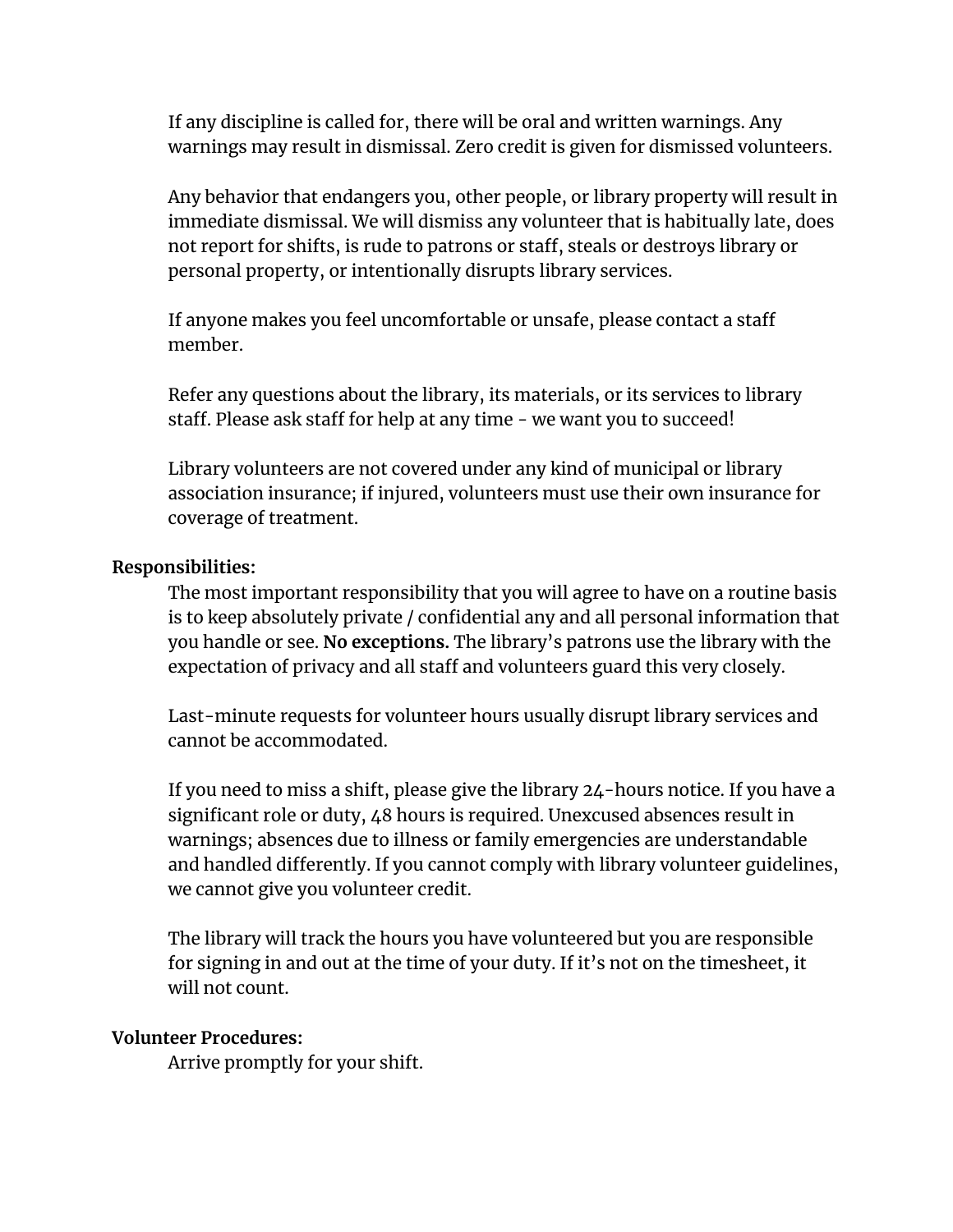If any discipline is called for, there will be oral and written warnings. Any warnings may result in dismissal. Zero credit is given for dismissed volunteers.

Any behavior that endangers you, other people, or library property will result in immediate dismissal. We will dismiss any volunteer that is habitually late, does not report for shifts, is rude to patrons or staff, steals or destroys library or personal property, or intentionally disrupts library services.

If anyone makes you feel uncomfortable or unsafe, please contact a staff member.

Refer any questions about the library, its materials, or its services to library staff. Please ask staff for help at any time - we want you to succeed!

Library volunteers are not covered under any kind of municipal or library association insurance; if injured, volunteers must use their own insurance for coverage of treatment.

**Responsibilities:**

The most important responsibility that you will agree to have on a routine basis is to keep absolutely private / confidential any and all personal information that you handle or see. **No exceptions.** The library's patrons use the library with the expectation of privacy and all staff and volunteers guard this very closely.

Last-minute requests for volunteer hours usually disrupt library services and cannot be accommodated.

If you need to miss a shift, please give the library 24-hours notice. If you have a significant role or duty, 48 hours is required. Unexcused absences result in warnings; absences due to illness or family emergencies are understandable and handled differently. If you cannot comply with library volunteer guidelines, we cannot give you volunteer credit.

The library will track the hours you have volunteered but you are responsible for signing in and out at the time of your duty. If it's not on the timesheet, it will not count.

**Volunteer Procedures:**

Arrive promptly for your shift.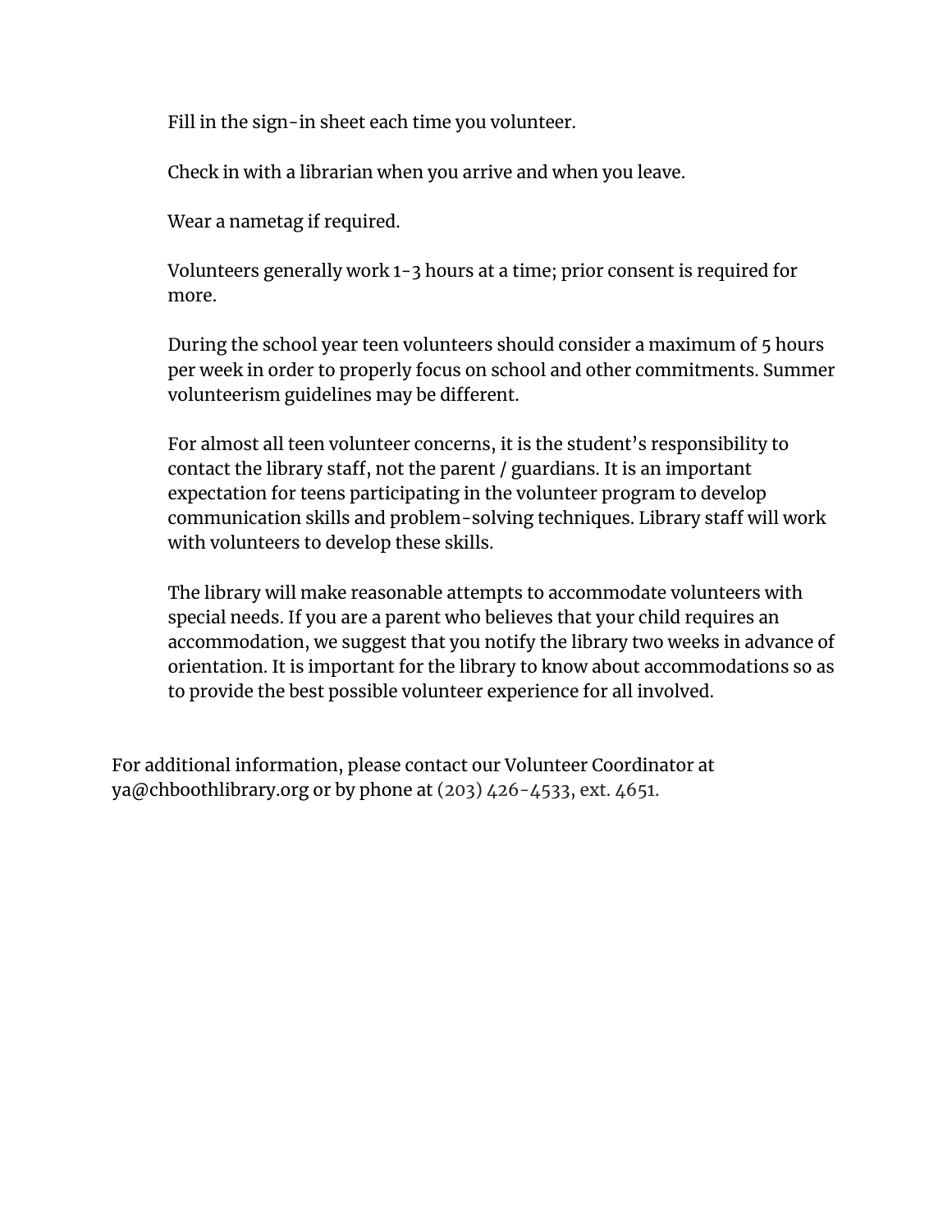Fill in the sign-in sheet each time you volunteer.

Check in with a librarian when you arrive and when you leave.

Wear a nametag if required.

Volunteers generally work 1-3 hours at a time; prior consent is required for more.

During the school year teen volunteers should consider a maximum of 5 hours per week in order to properly focus on school and other commitments. Summer volunteerism guidelines may be different.

For almost all teen volunteer concerns, it is the student's responsibility to contact the library staff, not the parent / guardians. It is an important expectation for teens participating in the volunteer program to develop communication skills and problem-solving techniques. Library staff will work with volunteers to develop these skills.

The library will make reasonable attempts to accommodate volunteers with special needs. If you are a parent who believes that your child requires an accommodation, we suggest that you notify the library two weeks in advance of orientation. It is important for the library to know about accommodations so as to provide the best possible volunteer experience for all involved.

For additional information, please contact our Volunteer Coordinator at ya@chboothlibrary.org or by phone at (203) 426-4533, ext. 4651.